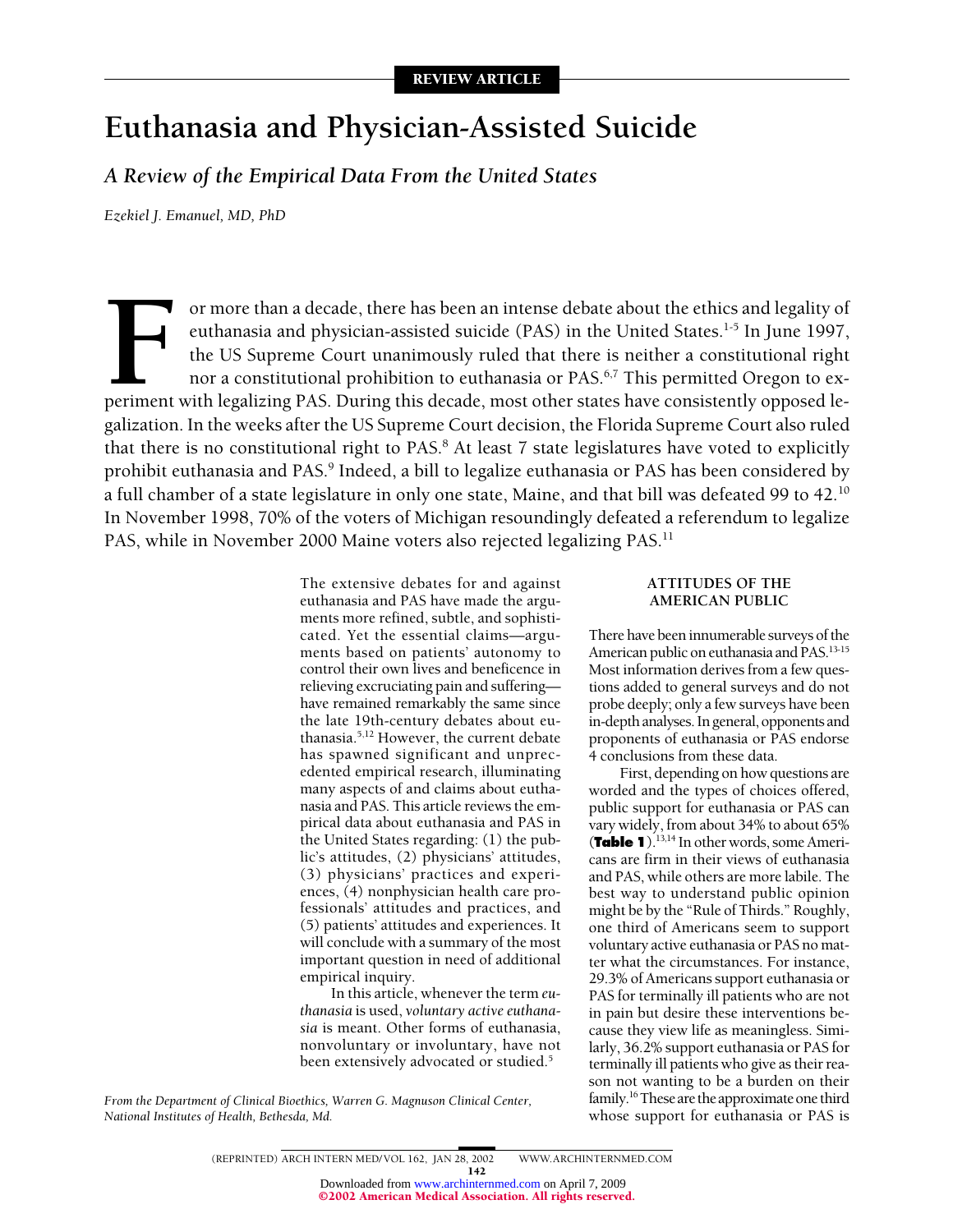REVIEW ARTICLE

# Euthanasia and Physician-Assisted Suicide

## *A Review of the Empirical Data From the United States*

*Ezekiel J. Emanuel, MD, PhD*

For more than a decade, there has been an intense debate about the ethics and legality of euthanasia and physician-assisted suicide (PAS) in the United States.[1-5] In June 1997, the US Supreme Court unanimously ruled that there is neither a constitutional right nor a constitutional prohibition to euthanasia or PAS.[6,7] This permitted Oregon to experiment with legalizing PAS. During this decade, most other states have consistently opposed legalization. In the weeks after the US Supreme Court decision, the Florida Supreme Court also ruled that there is no constitutional right to PAS.[8] At least 7 state legislatures have voted to explicitly prohibit euthanasia and PAS.[9] Indeed, a bill to legalize euthanasia or PAS has been considered by a full chamber of a state legislature in only one state, Maine, and that bill was defeated 99 to 42.[10] In November 1998, 70% of the voters of Michigan resoundingly defeated a referendum to legalize PAS, while in November 2000 Maine voters also rejected legalizing PAS.[11]

The extensive debates for and against euthanasia and PAS have made the arguments more refined, subtle, and sophisticated. Yet the essential claims—arguments based on patients' autonomy to control their own lives and beneficence in relieving excruciating pain and suffering—have remained remarkably the same since the late 19th-century debates about euthanasia.[5,12] However, the current debate has spawned significant and unprecedented empirical research, illuminating many aspects of and claims about euthanasia and PAS. This article reviews the empirical data about euthanasia and PAS in the United States regarding: (1) the public's attitudes, (2) physicians' attitudes, (3) physicians' practices and experiences, (4) nonphysician health care professionals' attitudes and practices, and (5) patients' attitudes and experiences. It will conclude with a summary of the most important question in need of additional empirical inquiry.

In this article, whenever the term *euthanasia* is used, *voluntary active euthanasia* is meant. Other forms of euthanasia, nonvoluntary or involuntary, have not been extensively advocated or studied.[5]

From the Department of Clinical Bioethics, Warren G. Magnuson Clinical Center, National Institutes of Health, Bethesda, Md.

### ATTITUDES OF THE AMERICAN PUBLIC

There have been innumerable surveys of the American public on euthanasia and PAS.[13-15] Most information derives from a few questions added to general surveys and do not probe deeply; only a few surveys have been in-depth analyses. In general, opponents and proponents of euthanasia or PAS endorse 4 conclusions from these data.

First, depending on how questions are worded and the types of choices offered, public support for euthanasia or PAS can vary widely, from about 34% to about 65% (**Table 1**).[13,14] In other words, some Americans are firm in their views of euthanasia and PAS, while others are more labile. The best way to understand public opinion might be by the "Rule of Thirds." Roughly, one third of Americans seem to support voluntary active euthanasia or PAS no matter what the circumstances. For instance, 29.3% of Americans support euthanasia or PAS for terminally ill patients who are not in pain but desire these interventions because they view life as meaningless. Similarly, 36.2% support euthanasia or PAS for terminally ill patients who give as their reason not wanting to be a burden on their family.[16] These are the approximate one third whose support for euthanasia or PAS is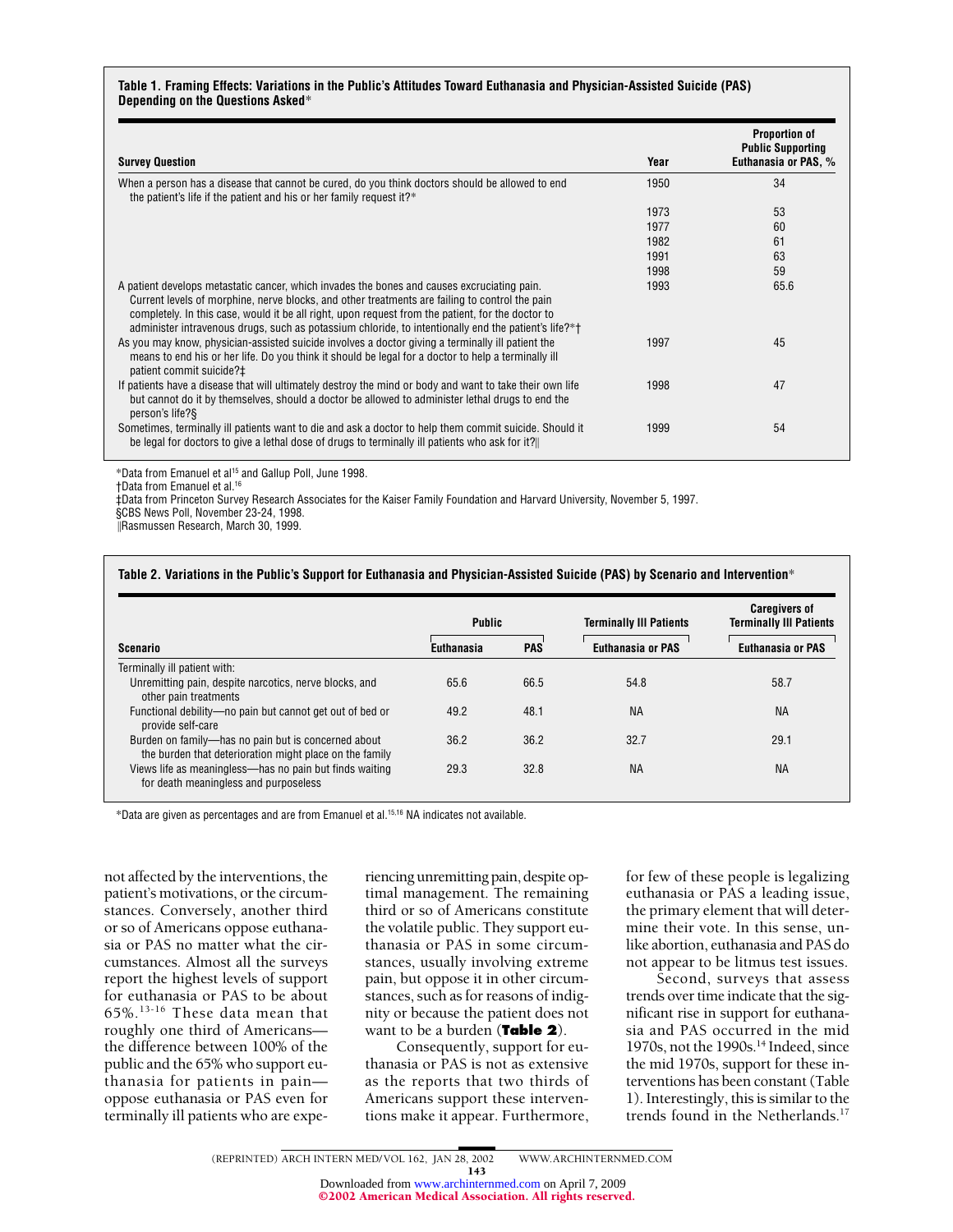**Table 1. Framing Effects: Variations in the Public's Attitudes Toward Euthanasia and Physician-Assisted Suicide (PAS) Depending on the Questions Asked***

| Survey Question | Year | Proportion of Public Supporting Euthanasia or PAS, % |
|---|---|---|
| When a person has a disease that cannot be cured, do you think doctors should be allowed to end the patient's life if the patient and his or her family request it?* | 1950 | 34 |
| | 1973 | 53 |
| | 1977 | 60 |
| | 1982 | 61 |
| | 1991 | 63 |
| | 1998 | 59 |
| A patient develops metastatic cancer, which invades the bones and causes excruciating pain. Current levels of morphine, nerve blocks, and other treatments are failing to control the pain completely. In this case, would it be all right, upon request from the patient, for the doctor to administer intravenous drugs, such as potassium chloride, to intentionally end the patient's life?*† | 1993 | 65.6 |
| As you may know, physician-assisted suicide involves a doctor giving a terminally ill patient the means to end his or her life. Do you think it should be legal for a doctor to help a terminally ill patient commit suicide?‡ | 1997 | 45 |
| If patients have a disease that will ultimately destroy the mind or body and want to take their own life but cannot do it by themselves, should a doctor be allowed to administer lethal drugs to end the person's life?§ | 1998 | 47 |
| Sometimes, terminally ill patients want to die and ask a doctor to help them commit suicide. Should it be legal for doctors to give a lethal dose of drugs to terminally ill patients who ask for it?‖ | 1999 | 54 |

*Data from Emanuel et al[15] and Gallup Poll, June 1998.
†Data from Emanuel et al.[16]
‡Data from Princeton Survey Research Associates for the Kaiser Family Foundation and Harvard University, November 5, 1997.
§CBS News Poll, November 23-24, 1998.
‖Rasmussen Research, March 30, 1999.

**Table 2. Variations in the Public's Support for Euthanasia and Physician-Assisted Suicide (PAS) by Scenario and Intervention***

| | Public | | Terminally Ill Patients | Caregivers of Terminally Ill Patients |
|---|---|---|---|---|
| Scenario | Euthanasia | PAS | Euthanasia or PAS | Euthanasia or PAS |
| Terminally ill patient with: | | | | |
| Unremitting pain, despite narcotics, nerve blocks, and other pain treatments | 65.6 | 66.5 | 54.8 | 58.7 |
| Functional debility—no pain but cannot get out of bed or provide self-care | 49.2 | 48.1 | NA | NA |
| Burden on family—has no pain but is concerned about the burden that deterioration might place on the family | 36.2 | 36.2 | 32.7 | 29.1 |
| Views life as meaningless—has no pain but finds waiting for death meaningless and purposeless | 29.3 | 32.8 | NA | NA |

*Data are given as percentages and are from Emanuel et al.[15,16] NA indicates not available.

not affected by the interventions, the patient's motivations, or the circumstances. Conversely, another third or so of Americans oppose euthanasia or PAS no matter what the circumstances. Almost all the surveys report the highest levels of support for euthanasia or PAS to be about 65%.[13-16] These data mean that roughly one third of Americans—the difference between 100% of the public and the 65% who support euthanasia for patients in pain—oppose euthanasia or PAS even for terminally ill patients who are experiencing unremitting pain, despite optimal management. The remaining third or so of Americans constitute the volatile public. They support euthanasia or PAS in some circumstances, usually involving extreme pain, but oppose it in other circumstances, such as for reasons of indignity or because the patient does not want to be a burden (**Table 2**).

Consequently, support for euthanasia or PAS is not as extensive as the reports that two thirds of Americans support these interventions make it appear. Furthermore, for few of these people is legalizing euthanasia or PAS a leading issue, the primary element that will determine their vote. In this sense, unlike abortion, euthanasia and PAS do not appear to be litmus test issues.

Second, surveys that assess trends over time indicate that the significant rise in support for euthanasia and PAS occurred in the mid 1970s, not the 1990s.[14] Indeed, since the mid 1970s, support for these interventions has been constant (Table 1). Interestingly, this is similar to the trends found in the Netherlands.[17]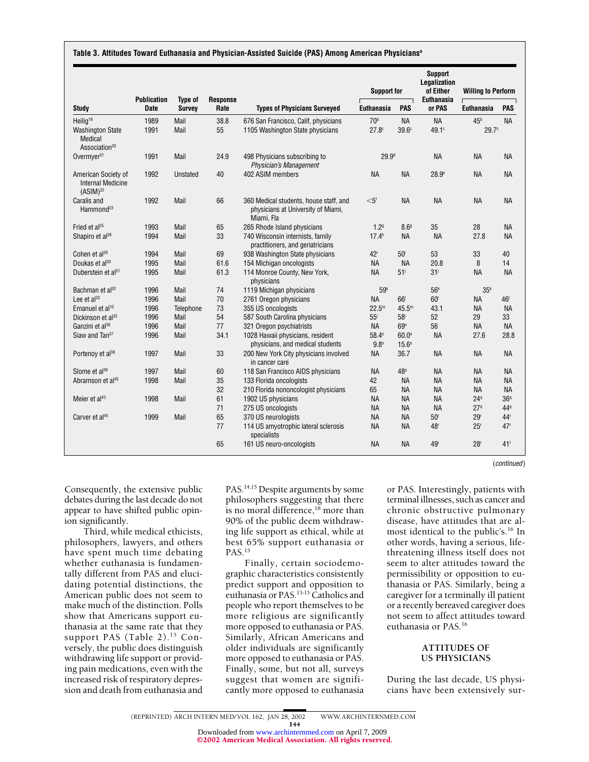**Table 3. Attitudes Toward Euthanasia and Physician-Assisted Suicide (PAS) Among American Physicians[a]**

| Study | Publication Date | Type of Survey | Response Rate | Types of Physicians Surveyed | Support for | | Support Legalization of Either Euthanasia or PAS | Willing to Perform | |
|---|---|---|---|---|---|---|---|---|---|
| | | | | | Euthanasia | PAS | | Euthanasia | PAS |
| Heilig[19] | 1989 | Mail | 38.8 | 676 San Francisco, Calif, physicians | 70[b] | NA | NA | 45[b] | NA |
| Washington State Medical Association[20] | 1991 | Mail | 55 | 1105 Washington State physicians | 27.8[c] | 39.6[c] | 49.1[c] | 29.7[c] | |
| Overmyer[21] | 1991 | Mail | 24.9 | 498 Physicians subscribing to *Physician's Management* | 29.9[d] | | NA | NA | NA |
| American Society of Internal Medicine (ASIM)[22] | 1992 | Unstated | 40 | 402 ASIM members | NA | NA | 28.9[e] | NA | NA |
| Caralis and Hammond[23] | 1992 | Mail | 66 | 360 Medical students, house staff, and physicians at University of Miami, Fla | <5[f] | NA | NA | NA | NA |
| Fried et al[25] | 1993 | Mail | 65 | 265 Rhode Island physicians | 1.2[g] | 8.6[g] | 35 | 28 | NA |
| Shapiro et al[28] | 1994 | Mail | 33 | 740 Wisconsin internists, family practitioners, and geriatricians | 17.4[h] | NA | NA | 27.8 | NA |
| Cohen et al[29] | 1994 | Mail | 69 | 938 Washington State physicians | 42[i] | 50[i] | 53 | 33 | 40 |
| Doukas et al[30] | 1995 | Mail | 61.6 | 154 Michigan oncologists | NA | NA | 20.8 | 8 | 14 |
| Duberstein et al[31] | 1995 | Mail | 61.3 | 114 Monroe County, New York, physicians | NA | 51[j] | 31[j] | NA | NA |
| Bachman et al[32] | 1996 | Mail | 74 | 1119 Michigan physicians | 59[k] | | 56[k] | 35[k] | |
| Lee et al[33] | 1996 | Mail | 70 | 2761 Oregon physicians | NA | 66[l] | 60[l] | NA | 46[l] |
| Emanuel et al[15] | 1996 | Telephone | 73 | 355 US oncologists | 22.5[m] | 45.5[m] | 43.1 | NA | NA |
| Dickinson et al[35] | 1996 | Mail | 54 | 587 South Carolina physicians | 55[i] | 58[i] | 52 | 29 | 33 |
| Ganzini et al[36] | 1996 | Mail | 77 | 321 Oregon psychiatrists | NA | 69[n] | 56 | NA | NA |
| Siaw and Tan[37] | 1996 | Mail | 34.1 | 1028 Hawaii physicians, resident physicians, and medical students | 58.4[o] 9.8[o] | 60.0[o] 15.6[o] | NA | 27.6 | 28.8 |
| Portenoy et al[38] | 1997 | Mail | 33 | 200 New York City physicians involved in cancer care | NA | 36.7 | NA | NA | NA |
| Slome et al[39] | 1997 | Mail | 60 | 118 San Francisco AIDS physicians | NA | 48[p] | NA | NA | NA |
| Abramson et al[42] | 1998 | Mail | 35 | 133 Florida oncologists | 42 | NA | NA | NA | NA |
| | | | 32 | 210 Florida nononcologist physicians | 65 | NA | NA | NA | NA |
| Meier et al[43] | 1998 | Mail | 61 | 1902 US physicians | NA | NA | NA | 24[q] | 36[q] |
| | | | 71 | 275 US oncologists | NA | NA | NA | 27[q] | 44[q] |
| Carver et al[45] | 1999 | Mail | 65 | 370 US neurologists | NA | NA | 50[r] | 29[r] | 44[r] |
| | | | 77 | 114 US amyotrophic lateral sclerosis specialists | NA | NA | 48[r] | 25[r] | 47[r] |
| | | | 65 | 161 US neuro-oncologists | NA | NA | 49[r] | 28[r] | 41[r] |

(*continued*)

Consequently, the extensive public debates during the last decade do not appear to have shifted public opinion significantly.

Third, while medical ethicists, philosophers, lawyers, and others have spent much time debating whether euthanasia is fundamentally different from PAS and elucidating potential distinctions, the American public does not seem to make much of the distinction. Polls show that Americans support euthanasia at the same rate that they support PAS (Table 2).[15] Conversely, the public does distinguish withdrawing life support or providing pain medications, even with the increased risk of respiratory depression and death from euthanasia and PAS.[14,15] Despite arguments by some philosophers suggesting that there is no moral difference,[18] more than 90% of the public deem withdrawing life support as ethical, while at best 65% support euthanasia or PAS.[15]

Finally, certain sociodemographic characteristics consistently predict support and opposition to euthanasia or PAS.[13-15] Catholics and people who report themselves to be more religious are significantly more opposed to euthanasia or PAS. Similarly, African Americans and older individuals are significantly more opposed to euthanasia or PAS. Finally, some, but not all, surveys suggest that women are significantly more opposed to euthanasia or PAS. Interestingly, patients with terminal illnesses, such as cancer and chronic obstructive pulmonary disease, have attitudes that are almost identical to the public's.[16] In other words, having a serious, life-threatening illness itself does not seem to alter attitudes toward the permissibility or opposition to euthanasia or PAS. Similarly, being a caregiver for a terminally ill patient or a recently bereaved caregiver does not seem to affect attitudes toward euthanasia or PAS.[16]

## ATTITUDES OF US PHYSICIANS

During the last decade, US physicians have been extensively sur-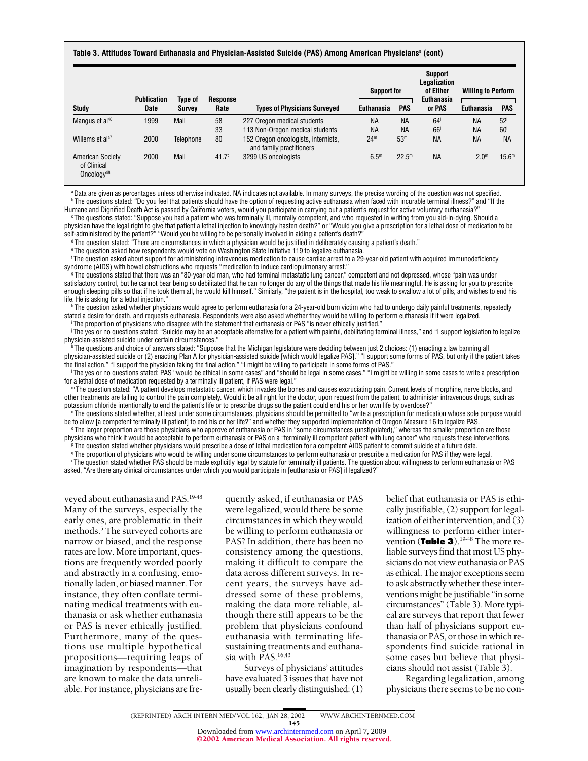**Table 3. Attitudes Toward Euthanasia and Physician-Assisted Suicide (PAS) Among American Physicians[a] (cont)**

| Study | Publication Date | Type of Survey | Response Rate | Types of Physicians Surveyed | Support for | | Support Legalization of Either Euthanasia or PAS | Willing to Perform | |
|---|---|---|---|---|---|---|---|---|---|
| | | | | | Euthanasia | PAS | | Euthanasia | PAS |
| Mangus et al[46] | 1999 | Mail | 58 | 227 Oregon medical students | NA | NA | 64[l] | NA | 52[l] |
| | | | 33 | 113 Non-Oregon medical students | NA | NA | 66[l] | NA | 60[l] |
| Willems et al[47] | 2000 | Telephone | 80 | 152 Oregon oncologists, internists, and family practitioners | 24[m] | 53[m] | NA | NA | NA |
| American Society of Clinical Oncology[48] | 2000 | Mail | 41.7[c] | 3299 US oncologists | 6.5[m] | 22.5[m] | NA | 2.0[m] | 15.6[m] |

[a] Data are given as percentages unless otherwise indicated. NA indicates not available. In many surveys, the precise wording of the question was not specified.
[b] The questions stated: "Do you feel that patients should have the option of requesting active euthanasia when faced with incurable terminal illness?" and "If the Humane and Dignified Death Act is passed by California voters, would you participate in carrying out a patient's request for active voluntary euthanasia?"
[c] The questions stated: "Suppose you had a patient who was terminally ill, mentally competent, and who requested in writing from you aid-in-dying. Should a physician have the legal right to give that patient a lethal injection to knowingly hasten death?" or "Would you give a prescription for a lethal dose of medication to be self-administered by the patient?" "Would you be willing to be personally involved in aiding a patient's death?"
[d] The question stated: "There are circumstances in which a physician would be justified in deliberately causing a patient's death."
[e] The question asked how respondents would vote on Washington State Initiative 119 to legalize euthanasia.
[f] The question asked about support for administering intravenous medication to cause cardiac arrest to a 29-year-old patient with acquired immunodeficiency syndrome (AIDS) with bowel obstructions who requests "medication to induce cardiopulmonary arrest."
[g] The questions stated that there was an "80-year-old man, who had terminal metastatic lung cancer," competent and not depressed, whose "pain was under satisfactory control, but he cannot bear being so debilitated that he can no longer do any of the things that made his life meaningful. He is asking for you to prescribe enough sleeping pills so that if he took them all, he would kill himself." Similarly, "the patient is in the hospital, too weak to swallow a lot of pills, and wishes to end his life. He is asking for a lethal injection."
[h] The question asked whether physicians would agree to perform euthanasia for a 24-year-old burn victim who had to undergo daily painful treatments, repeatedly stated a desire for death, and requests euthanasia. Respondents were also asked whether they would be willing to perform euthanasia if it were legalized.
[i] The proportion of physicians who disagree with the statement that euthanasia or PAS "is never ethically justified."
[j] The yes or no questions stated: "Suicide may be an acceptable alternative for a patient with painful, debilitating terminal illness," and "I support legislation to legalize physician-assisted suicide under certain circumstances."
[k] The questions and choice of answers stated: "Suppose that the Michigan legislature were deciding between just 2 choices: (1) enacting a law banning all physician-assisted suicide or (2) enacting Plan A for physician-assisted suicide [which would legalize PAS]." "I support some forms of PAS, but only if the patient takes the final action." "I support the physician taking the final action." "I might be willing to participate in some forms of PAS."
[l] The yes or no questions stated: PAS "would be ethical in some cases" and "should be legal in some cases." "I might be willing in some cases to write a prescription for a lethal dose of medication requested by a terminally ill patient, if PAS were legal."
[m] The question stated: "A patient develops metastatic cancer, which invades the bones and causes excruciating pain. Current levels of morphine, nerve blocks, and other treatments are failing to control the pain completely. Would it be all right for the doctor, upon request from the patient, to administer intravenous drugs, such as potassium chloride intentionally to end the patient's life or to prescribe drugs so the patient could end his or her own life by overdose?"
[n] The questions stated whether, at least under some circumstances, physicians should be permitted to "write a prescription for medication whose sole purpose would be to allow [a competent terminally ill patient] to end his or her life?" and whether they supported implementation of Oregon Measure 16 to legalize PAS.
[o] The larger proportion are those physicians who approve of euthanasia or PAS in "some circumstances (unstipulated)," whereas the smaller proportion are those physicians who think it would be acceptable to perform euthanasia or PAS on a "terminally ill competent patient with lung cancer" who requests these interventions.
[p] The question stated whether physicians would prescribe a dose of lethal medication for a competent AIDS patient to commit suicide at a future date.
[q] The proportion of physicians who would be willing under some circumstances to perform euthanasia or prescribe a medication for PAS if they were legal.
[r] The question stated whether PAS should be made explicitly legal by statute for terminally ill patients. The question about willingness to perform euthanasia or PAS asked, "Are there any clinical circumstances under which you would participate in [euthanasia or PAS] if legalized?"

veyed about euthanasia and PAS.[19-48] Many of the surveys, especially the early ones, are problematic in their methods.[5] The surveyed cohorts are narrow or biased, and the response rates are low. More important, questions are frequently worded poorly and abstractly in a confusing, emotionally laden, or biased manner. For instance, they often conflate terminating medical treatments with euthanasia or ask whether euthanasia or PAS is never ethically justified. Furthermore, many of the questions use multiple hypothetical propositions—requiring leaps of imagination by respondents—that are known to make the data unreliable. For instance, physicians are frequently asked, if euthanasia or PAS were legalized, would there be some circumstances in which they would be willing to perform euthanasia or PAS? In addition, there has been no consistency among the questions, making it difficult to compare the data across different surveys. In recent years, the surveys have addressed some of these problems, making the data more reliable, although there still appears to be the problem that physicians confound euthanasia with terminating life-sustaining treatments and euthanasia with PAS.[16,43]

Surveys of physicians' attitudes have evaluated 3 issues that have not usually been clearly distinguished: (1) belief that euthanasia or PAS is ethically justifiable, (2) support for legalization of either intervention, and (3) willingness to perform either intervention (**Table 3**).[19-48] The more reliable surveys find that most US physicians do not view euthanasia or PAS as ethical. The major exceptions seem to ask abstractly whether these interventions might be justifiable "in some circumstances" (Table 3). More typical are surveys that report that fewer than half of physicians support euthanasia or PAS, or those in which respondents find suicide rational in some cases but believe that physicians should not assist (Table 3).

Regarding legalization, among physicians there seems to be no con-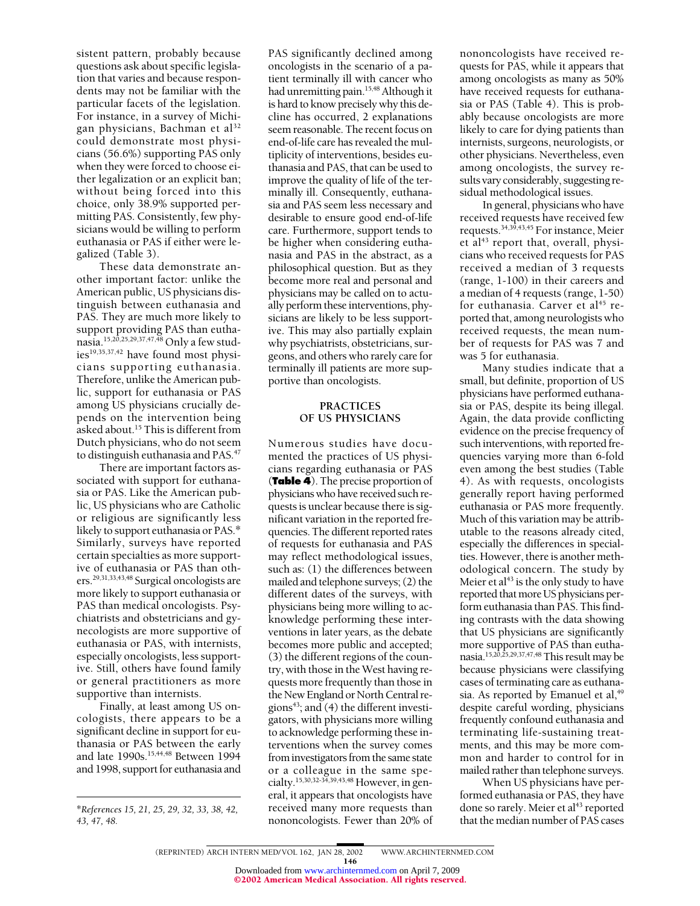sistent pattern, probably because questions ask about specific legislation that varies and because respondents may not be familiar with the particular facets of the legislation. For instance, in a survey of Michigan physicians, Bachman et al[32] could demonstrate most physicians (56.6%) supporting PAS only when they were forced to choose either legalization or an explicit ban; without being forced into this choice, only 38.9% supported permitting PAS. Consistently, few physicians would be willing to perform euthanasia or PAS if either were legalized (Table 3).

These data demonstrate another important factor: unlike the American public, US physicians distinguish between euthanasia and PAS. They are much more likely to support providing PAS than euthanasia.[15,20,25,29,37,47,48] Only a few studies[19,35,37,42] have found most physicians supporting euthanasia. Therefore, unlike the American public, support for euthanasia or PAS among US physicians crucially depends on the intervention being asked about.[15] This is different from Dutch physicians, who do not seem to distinguish euthanasia and PAS.[47]

There are important factors associated with support for euthanasia or PAS. Like the American public, US physicians who are Catholic or religious are significantly less likely to support euthanasia or PAS.* Similarly, surveys have reported certain specialties as more supportive of euthanasia or PAS than others.[29,31,33,43,48] Surgical oncologists are more likely to support euthanasia or PAS than medical oncologists. Psychiatrists and obstetricians and gynecologists are more supportive of euthanasia or PAS, with internists, especially oncologists, less supportive. Still, others have found family or general practitioners as more supportive than internists.

Finally, at least among US oncologists, there appears to be a significant decline in support for euthanasia or PAS between the early and late 1990s.[15,44,48] Between 1994 and 1998, support for euthanasia and PAS significantly declined among oncologists in the scenario of a patient terminally ill with cancer who had unremitting pain.[15,48] Although it is hard to know precisely why this decline has occurred, 2 explanations seem reasonable. The recent focus on end-of-life care has revealed the multiplicity of interventions, besides euthanasia and PAS, that can be used to improve the quality of life of the terminally ill. Consequently, euthanasia and PAS seem less necessary and desirable to ensure good end-of-life care. Furthermore, support tends to be higher when considering euthanasia and PAS in the abstract, as a philosophical question. But as they become more real and personal and physicians may be called on to actually perform these interventions, physicians are likely to be less supportive. This may also partially explain why psychiatrists, obstetricians, surgeons, and others who rarely care for terminally ill patients are more supportive than oncologists.

*References 15, 21, 25, 29, 32, 33, 38, 42, 43, 47, 48.

## PRACTICES OF US PHYSICIANS

Numerous studies have documented the practices of US physicians regarding euthanasia or PAS (**Table 4**). The precise proportion of physicians who have received such requests is unclear because there is significant variation in the reported frequencies. The different reported rates of requests for euthanasia and PAS may reflect methodological issues, such as: (1) the differences between mailed and telephone surveys; (2) the different dates of the surveys, with physicians being more willing to acknowledge performing these interventions in later years, as the debate becomes more public and accepted; (3) the different regions of the country, with those in the West having requests more frequently than those in the New England or North Central regions[43]; and (4) the different investigators, with physicians more willing to acknowledge performing these interventions when the survey comes from investigators from the same state or a colleague in the same specialty.[15,30,32-34,39,43,48] However, in general, it appears that oncologists have received many more requests than nononcologists. Fewer than 20% of nononcologists have received requests for PAS, while it appears that among oncologists as many as 50% have received requests for euthanasia or PAS (Table 4). This is probably because oncologists are more likely to care for dying patients than internists, surgeons, neurologists, or other physicians. Nevertheless, even among oncologists, the survey results vary considerably, suggesting residual methodological issues.

In general, physicians who have received requests have received few requests.[34,39,43,45] For instance, Meier et al[43] report that, overall, physicians who received requests for PAS received a median of 3 requests (range, 1-100) in their careers and a median of 4 requests (range, 1-50) for euthanasia. Carver et al[45] reported that, among neurologists who received requests, the mean number of requests for PAS was 7 and was 5 for euthanasia.

Many studies indicate that a small, but definite, proportion of US physicians have performed euthanasia or PAS, despite its being illegal. Again, the data provide conflicting evidence on the precise frequency of such interventions, with reported frequencies varying more than 6-fold even among the best studies (Table 4). As with requests, oncologists generally report having performed euthanasia or PAS more frequently. Much of this variation may be attributable to the reasons already cited, especially the differences in specialties. However, there is another methodological concern. The study by Meier et al[43] is the only study to have reported that more US physicians perform euthanasia than PAS. This finding contrasts with the data showing that US physicians are significantly more supportive of PAS than euthanasia.[15,20,25,29,37,47,48] This result may be because physicians were classifying cases of terminating care as euthanasia. As reported by Emanuel et al,[49] despite careful wording, physicians frequently confound euthanasia and terminating life-sustaining treatments, and this may be more common and harder to control for in mailed rather than telephone surveys.

When US physicians have performed euthanasia or PAS, they have done so rarely. Meier et al[43] reported that the median number of PAS cases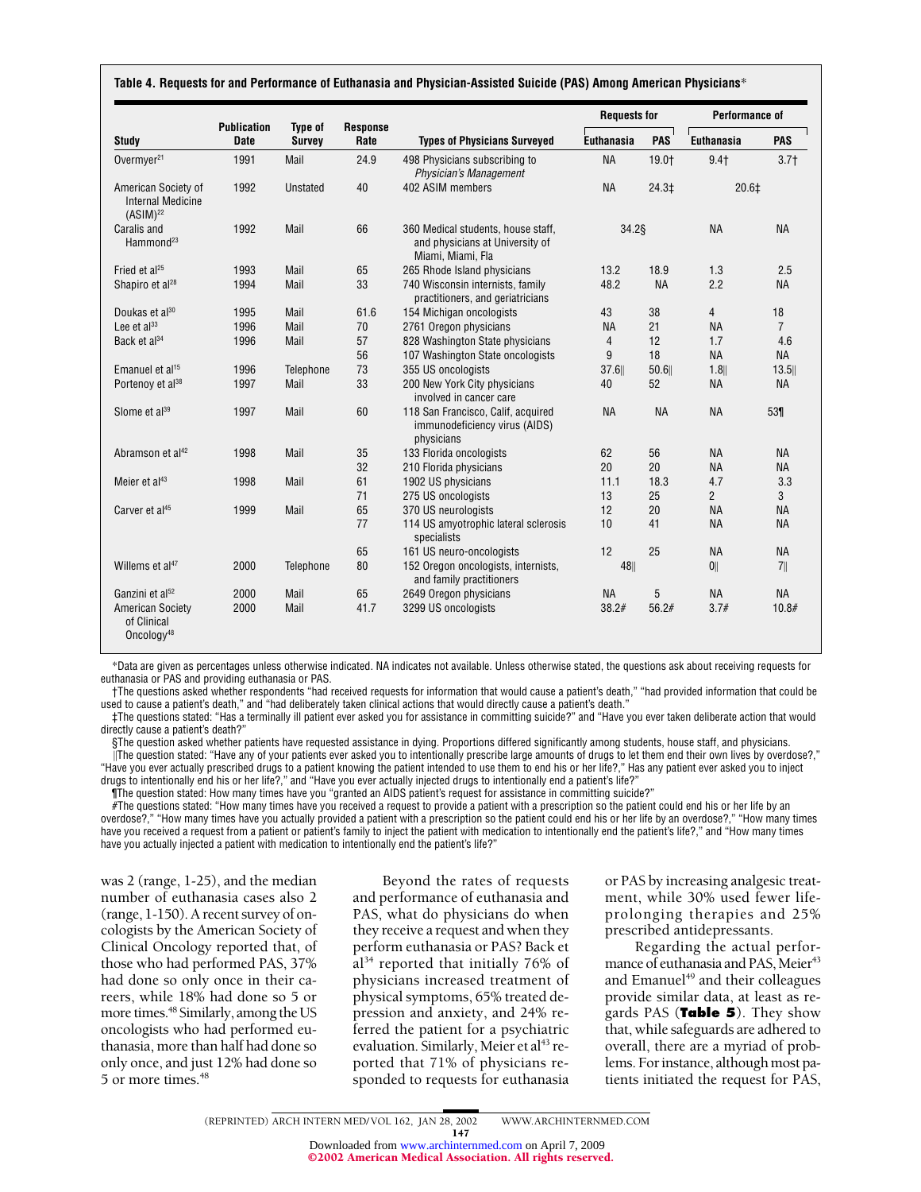**Table 4. Requests for and Performance of Euthanasia and Physician-Assisted Suicide (PAS) Among American Physicians***

| Study | Publication Date | Type of Survey | Response Rate | Types of Physicians Surveyed | Requests for | | Performance of | |
|---|---|---|---|---|---|---|---|---|
| | | | | | Euthanasia | PAS | Euthanasia | PAS |
| Overmyer[21] | 1991 | Mail | 24.9 | 498 Physicians subscribing to *Physician's Management* | NA | 19.0† | 9.4† | 3.7† |
| American Society of Internal Medicine (ASIM)[22] | 1992 | Unstated | 40 | 402 ASIM members | NA | 24.3‡ | 20.6‡ | |
| Caralis and Hammond[23] | 1992 | Mail | 66 | 360 Medical students, house staff, and physicians at University of Miami, Miami, Fla | 34.2§ | | NA | NA |
| Fried et al[25] | 1993 | Mail | 65 | 265 Rhode Island physicians | 13.2 | 18.9 | 1.3 | 2.5 |
| Shapiro et al[28] | 1994 | Mail | 33 | 740 Wisconsin internists, family practitioners, and geriatricians | 48.2 | NA | 2.2 | NA |
| Doukas et al[30] | 1995 | Mail | 61.6 | 154 Michigan oncologists | 43 | 38 | 4 | 18 |
| Lee et al[33] | 1996 | Mail | 70 | 2761 Oregon physicians | NA | 21 | NA | 7 |
| Back et al[34] | 1996 | Mail | 57 | 828 Washington State physicians | 4 | 12 | 1.7 | 4.6 |
| | | | 56 | 107 Washington State oncologists | 9 | 18 | NA | NA |
| Emanuel et al[15] | 1996 | Telephone | 73 | 355 US oncologists | 37.6‖ | 50.6‖ | 1.8‖ | 13.5‖ |
| Portenoy et al[38] | 1997 | Mail | 33 | 200 New York City physicians involved in cancer care | 40 | 52 | NA | NA |
| Slome et al[39] | 1997 | Mail | 60 | 118 San Francisco, Calif, acquired immunodeficiency virus (AIDS) physicians | NA | NA | NA | 53¶ |
| Abramson et al[42] | 1998 | Mail | 35 | 133 Florida oncologists | 62 | 56 | NA | NA |
| | | | 32 | 210 Florida physicians | 20 | 20 | NA | NA |
| Meier et al[43] | 1998 | Mail | 61 | 1902 US physicians | 11.1 | 18.3 | 4.7 | 3.3 |
| | | | 71 | 275 US oncologists | 13 | 25 | 2 | 3 |
| Carver et al[45] | 1999 | Mail | 65 | 370 US neurologists | 12 | 20 | NA | NA |
| | | | 77 | 114 US amyotrophic lateral sclerosis specialists | 10 | 41 | NA | NA |
| | | | 65 | 161 US neuro-oncologists | 12 | 25 | NA | NA |
| Willems et al[47] | 2000 | Telephone | 80 | 152 Oregon oncologists, internists, and family practitioners | 48‖ | | 0‖ | 7‖ |
| Ganzini et al[52] | 2000 | Mail | 65 | 2649 Oregon physicians | NA | 5 | NA | NA |
| American Society of Clinical Oncology[48] | 2000 | Mail | 41.7 | 3299 US oncologists | 38.2# | 56.2# | 3.7# | 10.8# |

*Data are given as percentages unless otherwise indicated. NA indicates not available. Unless otherwise stated, the questions ask about receiving requests for euthanasia or PAS and providing euthanasia or PAS.

†The questions asked whether respondents "had received requests for information that would cause a patient's death," "had provided information that could be used to cause a patient's death," and "had deliberately taken clinical actions that would directly cause a patient's death."

‡The questions stated: "Has a terminally ill patient ever asked you for assistance in committing suicide?" and "Have you ever taken deliberate action that would directly cause a patient's death?"

§The question asked whether patients have requested assistance in dying. Proportions differed significantly among students, house staff, and physicians.

‖The question stated: "Have any of your patients ever asked you to intentionally prescribe large amounts of drugs to let them end their own lives by overdose?," "Have you ever actually prescribed drugs to a patient knowing the patient intended to use them to end his or her life?," Has any patient ever asked you to inject drugs to intentionally end his or her life?," and "Have you ever actually injected drugs to intentionally end a patient's life?"

¶The question stated: How many times have you "granted an AIDS patient's request for assistance in committing suicide?"

#The questions stated: "How many times have you received a request to provide a patient with a prescription so the patient could end his or her life by an overdose?," "How many times have you actually provided a patient with a prescription so the patient could end his or her life by an overdose?," "How many times have you received a request from a patient or patient's family to inject the patient with medication to intentionally end the patient's life?," and "How many times have you actually injected a patient with medication to intentionally end the patient's life?"

was 2 (range, 1-25), and the median number of euthanasia cases also 2 (range, 1-150). A recent survey of oncologists by the American Society of Clinical Oncology reported that, of those who had performed PAS, 37% had done so only once in their careers, while 18% had done so 5 or more times.[48] Similarly, among the US oncologists who had performed euthanasia, more than half had done so only once, and just 12% had done so 5 or more times.[48]

Beyond the rates of requests and performance of euthanasia and PAS, what do physicians do when they receive a request and when they perform euthanasia or PAS? Back et al[34] reported that initially 76% of physicians increased treatment of physical symptoms, 65% treated depression and anxiety, and 24% referred the patient for a psychiatric evaluation. Similarly, Meier et al[43] reported that 71% of physicians responded to requests for euthanasia or PAS by increasing analgesic treatment, while 30% used fewer life-prolonging therapies and 25% prescribed antidepressants.

Regarding the actual performance of euthanasia and PAS, Meier[43] and Emanuel[49] and their colleagues provide similar data, at least as regards PAS (**Table 5**). They show that, while safeguards are adhered to overall, there are a myriad of problems. For instance, although most patients initiated the request for PAS,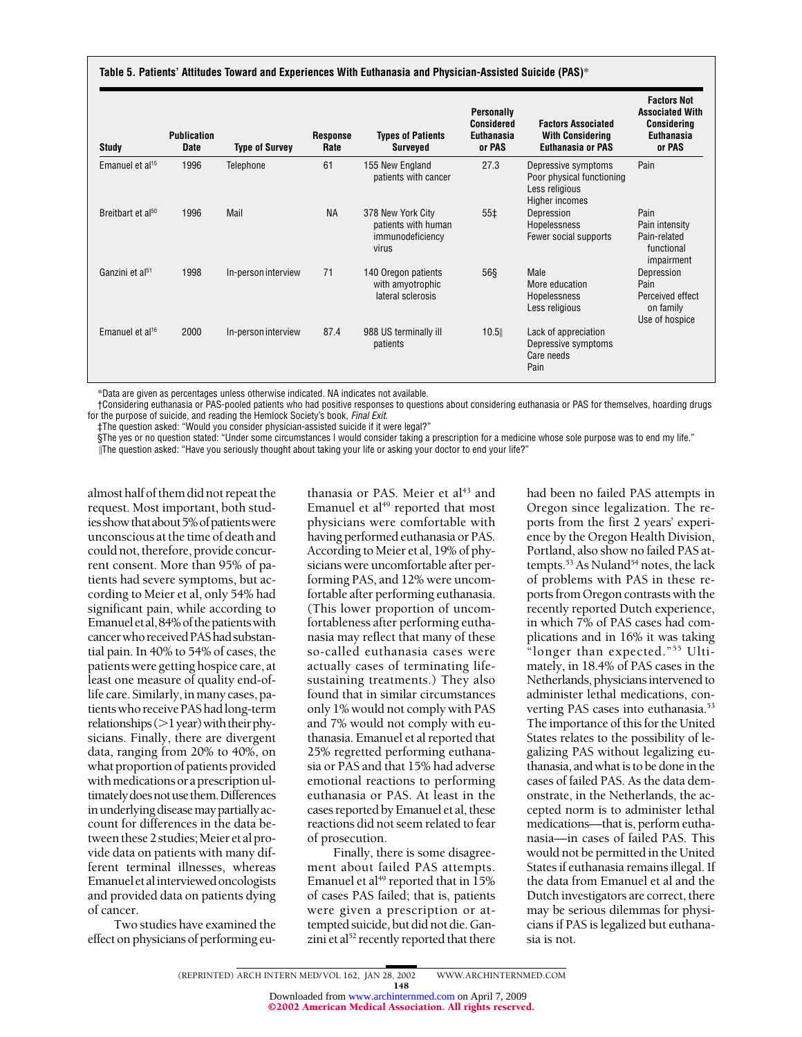**Table 5. Patients' Attitudes Toward and Experiences With Euthanasia and Physician-Assisted Suicide (PAS)***

| Study | Publication Date | Type of Survey | Response Rate | Types of Patients Surveyed | Personally Considered Euthanasia or PAS | Factors Associated With Considering Euthanasia or PAS | Factors Not Associated With Considering Euthanasia or PAS |
|---|---|---|---|---|---|---|---|
| Emanuel et al[15] | 1996 | Telephone | 61 | 155 New England patients with cancer | 27.3 | Depressive symptoms; Poor physical functioning; Less religious; Higher incomes | Pain |
| Breitbart et al[50] | 1996 | Mail | NA | 378 New York City patients with human immunodeficiency virus | 55‡ | Depression; Hopelessness; Fewer social supports | Pain; Pain intensity; Pain-related functional impairment |
| Ganzini et al[51] | 1998 | In-person interview | 71 | 140 Oregon patients with amyotrophic lateral sclerosis | 56§ | Male; More education; Hopelessness; Less religious | Depression; Pain; Perceived effect on family; Use of hospice |
| Emanuel et al[16] | 2000 | In-person interview | 87.4 | 988 US terminally ill patients | 10.5‖ | Lack of appreciation; Depressive symptoms; Care needs; Pain | |

*Data are given as percentages unless otherwise indicated. NA indicates not available.

†Considering euthanasia or PAS-pooled patients who had positive responses to questions about considering euthanasia or PAS for themselves, hoarding drugs for the purpose of suicide, and reading the Hemlock Society's book, *Final Exit.*

‡The question asked: "Would you consider physician-assisted suicide if it were legal?"

§The yes or no question stated: "Under some circumstances I would consider taking a prescription for a medicine whose sole purpose was to end my life."

‖The question asked: "Have you seriously thought about taking your life or asking your doctor to end your life?"

almost half of them did not repeat the request. Most important, both studies show that about 5% of patients were unconscious at the time of death and could not, therefore, provide concurrent consent. More than 95% of patients had severe symptoms, but according to Meier et al, only 54% had significant pain, while according to Emanuel et al, 84% of the patients with cancer who received PAS had substantial pain. In 40% to 54% of cases, the patients were getting hospice care, at least one measure of quality end-of-life care. Similarly, in many cases, patients who receive PAS had long-term relationships (>1 year) with their physicians. Finally, there are divergent data, ranging from 20% to 40%, on what proportion of patients provided with medications or a prescription ultimately does not use them. Differences in underlying disease may partially account for differences in the data between these 2 studies; Meier et al provide data on patients with many different terminal illnesses, whereas Emanuel et al interviewed oncologists and provided data on patients dying of cancer.

Two studies have examined the effect on physicians of performing euthanasia or PAS. Meier et al[43] and Emanuel et al[49] reported that most physicians were comfortable with having performed euthanasia or PAS. According to Meier et al, 19% of physicians were uncomfortable after performing PAS, and 12% were uncomfortable after performing euthanasia. (This lower proportion of uncomfortableness after performing euthanasia may reflect that many of these so-called euthanasia cases were actually cases of terminating life-sustaining treatments.) They also found that in similar circumstances only 1% would not comply with PAS and 7% would not comply with euthanasia. Emanuel et al reported that 25% regretted performing euthanasia or PAS and that 15% had adverse emotional reactions to performing euthanasia or PAS. At least in the cases reported by Emanuel et al, these reactions did not seem related to fear of prosecution.

Finally, there is some disagreement about failed PAS attempts. Emanuel et al[49] reported that in 15% of cases PAS failed; that is, patients were given a prescription or attempted suicide, but did not die. Ganzini et al[52] recently reported that there had been no failed PAS attempts in Oregon since legalization. The reports from the first 2 years' experience by the Oregon Health Division, Portland, also show no failed PAS attempts.[53] As Nuland[54] notes, the lack of problems with PAS in these reports from Oregon contrasts with the recently reported Dutch experience, in which 7% of PAS cases had complications and in 16% it was taking "longer than expected."[55] Ultimately, in 18.4% of PAS cases in the Netherlands, physicians intervened to administer lethal medications, converting PAS cases into euthanasia.[53] The importance of this for the United States relates to the possibility of legalizing PAS without legalizing euthanasia, and what is to be done in the cases of failed PAS. As the data demonstrate, in the Netherlands, the accepted norm is to administer lethal medications—that is, perform euthanasia—in cases of failed PAS. This would not be permitted in the United States if euthanasia remains illegal. If the data from Emanuel et al and the Dutch investigators are correct, there may be serious dilemmas for physicians if PAS is legalized but euthanasia is not.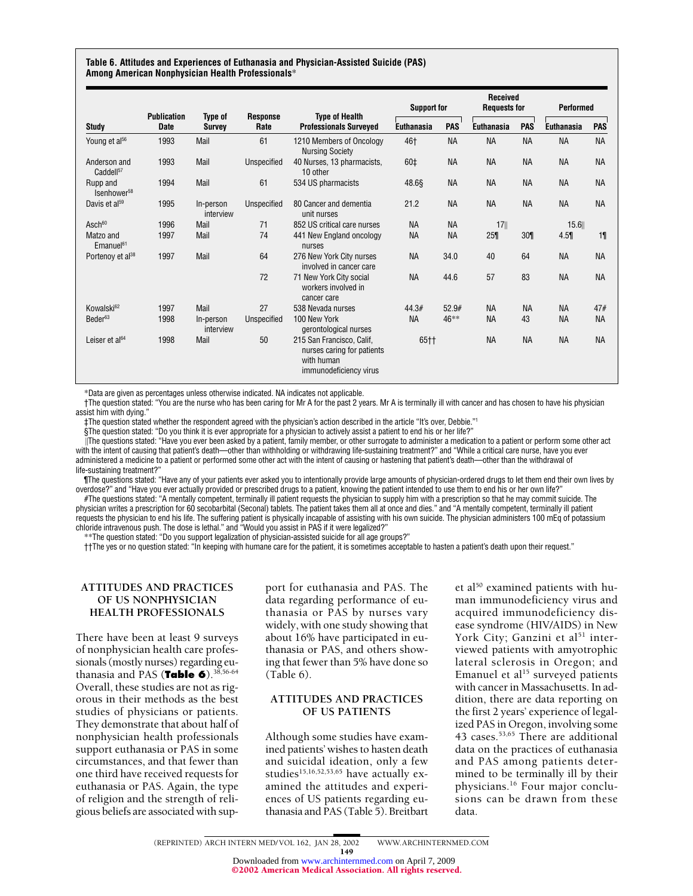**Table 6. Attitudes and Experiences of Euthanasia and Physician-Assisted Suicide (PAS) Among American Nonphysician Health Professionals***

| Study | Publication Date | Type of Survey | Response Rate | Type of Health Professionals Surveyed | Support for | | Received Requests for | | Performed | |
|---|---|---|---|---|---|---|---|---|---|---|
| | | | | | Euthanasia | PAS | Euthanasia | PAS | Euthanasia | PAS |
| Young et al[56] | 1993 | Mail | 61 | 1210 Members of Oncology Nursing Society | 46† | NA | NA | NA | NA | NA |
| Anderson and Caddell[57] | 1993 | Mail | Unspecified | 40 Nurses, 13 pharmacists, 10 other | 60‡ | NA | NA | NA | NA | NA |
| Rupp and Isenhower[58] | 1994 | Mail | 61 | 534 US pharmacists | 48.6§ | NA | NA | NA | NA | NA |
| Davis et al[59] | 1995 | In-person interview | Unspecified | 80 Cancer and dementia unit nurses | 21.2 | NA | NA | NA | NA | NA |
| Asch[60] | 1996 | Mail | 71 | 852 US critical care nurses | NA | NA | 17‖ | | 15.6‖ | |
| Matzo and Emanuel[61] | 1997 | Mail | 74 | 441 New England oncology nurses | NA | NA | 25¶ | 30¶ | 4.5¶ | 1¶ |
| Portenoy et al[38] | 1997 | Mail | 64 | 276 New York City nurses involved in cancer care | NA | 34.0 | 40 | 64 | NA | NA |
| | | | 72 | 71 New York City social workers involved in cancer care | NA | 44.6 | 57 | 83 | NA | NA |
| Kowalski[62] | 1997 | Mail | 27 | 538 Nevada nurses | 44.3# | 52.9# | NA | NA | NA | 47# |
| Beder[63] | 1998 | In-person interview | Unspecified | 100 New York gerontological nurses | NA | 46** | NA | 43 | NA | NA |
| Leiser et al[64] | 1998 | Mail | 50 | 215 San Francisco, Calif, nurses caring for patients with human immunodeficiency virus | 65†† | | NA | NA | NA | NA |

*Data are given as percentages unless otherwise indicated. NA indicates not applicable.

†The question stated: "You are the nurse who has been caring for Mr A for the past 2 years. Mr A is terminally ill with cancer and has chosen to have his physician assist him with dying."

‡The question stated whether the respondent agreed with the physician's action described in the article "It's over, Debbie."[1]

§The question stated: "Do you think it is ever appropriate for a physician to actively assist a patient to end his or her life?"

‖The questions stated: "Have you ever been asked by a patient, family member, or other surrogate to administer a medication to a patient or perform some other act with the intent of causing that patient's death—other than withholding or withdrawing life-sustaining treatment?" and "While a critical care nurse, have you ever administered a medicine to a patient or performed some other act with the intent of causing or hastening that patient's death—other than the withdrawal of life-sustaining treatment?"

¶The questions stated: "Have any of your patients ever asked you to intentionally provide large amounts of physician-ordered drugs to let them end their own lives by overdose?" and "Have you ever actually provided or prescribed drugs to a patient, knowing the patient intended to use them to end his or her own life?"

#The questions stated: "A mentally competent, terminally ill patient requests the physician to supply him with a prescription so that he may commit suicide. The physician writes a prescription for 60 secobarbital (Seconal) tablets. The patient takes them all at once and dies." and "A mentally competent, terminally ill patient requests the physician to end his life. The suffering patient is physically incapable of assisting with his own suicide. The physician administers 100 mEq of potassium chloride intravenous push. The dose is lethal." and "Would you assist in PAS if it were legalized?"

**The question stated: "Do you support legalization of physician-assisted suicide for all age groups?"

††The yes or no question stated: "In keeping with humane care for the patient, it is sometimes acceptable to hasten a patient's death upon their request."

## ATTITUDES AND PRACTICES OF US NONPHYSICIAN HEALTH PROFESSIONALS

There have been at least 9 surveys of nonphysician health care professionals (mostly nurses) regarding euthanasia and PAS (**Table 6**).[38,56-64] Overall, these studies are not as rigorous in their methods as the best studies of physicians or patients. They demonstrate that about half of nonphysician health professionals support euthanasia or PAS in some circumstances, and that fewer than one third have received requests for euthanasia or PAS. Again, the type of religion and the strength of religious beliefs are associated with support for euthanasia and PAS. The data regarding performance of euthanasia or PAS by nurses vary widely, with one study showing that about 16% have participated in euthanasia or PAS, and others showing that fewer than 5% have done so (Table 6).

## ATTITUDES AND PRACTICES OF US PATIENTS

Although some studies have examined patients' wishes to hasten death and suicidal ideation, only a few studies[15,16,52,53,65] have actually examined the attitudes and experiences of US patients regarding euthanasia and PAS (Table 5). Breitbart et al[50] examined patients with human immunodeficiency virus and acquired immunodeficiency disease syndrome (HIV/AIDS) in New York City; Ganzini et al[51] interviewed patients with amyotrophic lateral sclerosis in Oregon; and Emanuel et al[15] surveyed patients with cancer in Massachusetts. In addition, there are data reporting on the first 2 years' experience of legalized PAS in Oregon, involving some 43 cases.[53,65] There are additional data on the practices of euthanasia and PAS among patients determined to be terminally ill by their physicians.[16] Four major conclusions can be drawn from these data.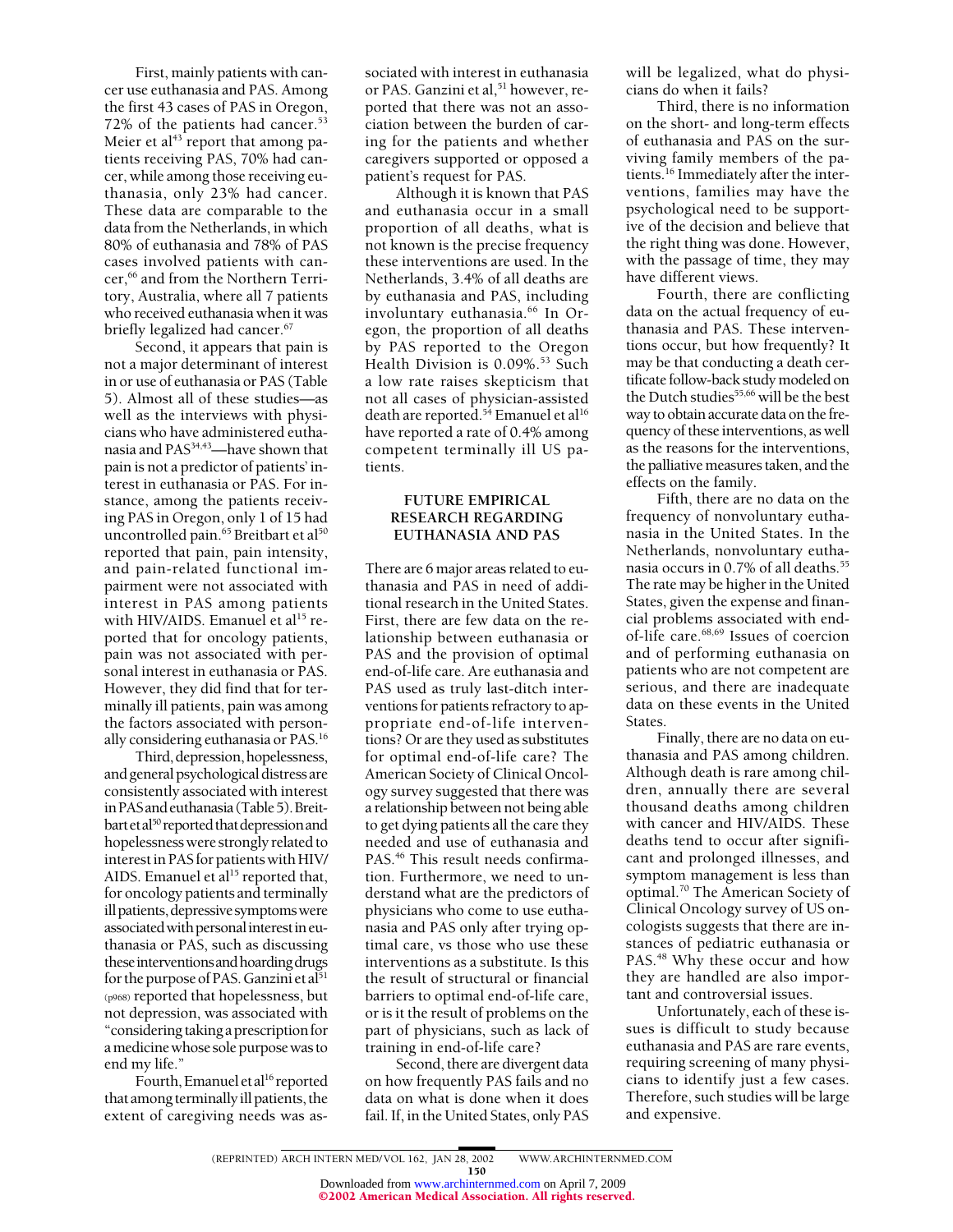First, mainly patients with cancer use euthanasia and PAS. Among the first 43 cases of PAS in Oregon, 72% of the patients had cancer.[53] Meier et al[43] report that among patients receiving PAS, 70% had cancer, while among those receiving euthanasia, only 23% had cancer. These data are comparable to the data from the Netherlands, in which 80% of euthanasia and 78% of PAS cases involved patients with cancer,[66] and from the Northern Territory, Australia, where all 7 patients who received euthanasia when it was briefly legalized had cancer.[67]

Second, it appears that pain is not a major determinant of interest in or use of euthanasia or PAS (Table 5). Almost all of these studies—as well as the interviews with physicians who have administered euthanasia and PAS[34,43]—have shown that pain is not a predictor of patients' interest in euthanasia or PAS. For instance, among the patients receiving PAS in Oregon, only 1 of 15 had uncontrolled pain.[65] Breitbart et al[50] reported that pain, pain intensity, and pain-related functional impairment were not associated with interest in PAS among patients with HIV/AIDS. Emanuel et al[15] reported that for oncology patients, pain was not associated with personal interest in euthanasia or PAS. However, they did find that for terminally ill patients, pain was among the factors associated with personally considering euthanasia or PAS.[16]

Third, depression, hopelessness, and general psychological distress are consistently associated with interest in PAS and euthanasia (Table 5). Breitbart et al[50] reported that depression and hopelessness were strongly related to interest in PAS for patients with HIV/AIDS. Emanuel et al[15] reported that, for oncology patients and terminally ill patients, depressive symptoms were associated with personal interest in euthanasia or PAS, such as discussing these interventions and hoarding drugs for the purpose of PAS. Ganzini et al[51](p968) reported that hopelessness, but not depression, was associated with "considering taking a prescription for a medicine whose sole purpose was to end my life."

Fourth, Emanuel et al[16] reported that among terminally ill patients, the extent of caregiving needs was associated with interest in euthanasia or PAS. Ganzini et al,[51] however, reported that there was not an association between the burden of caring for the patients and whether caregivers supported or opposed a patient's request for PAS.

Although it is known that PAS and euthanasia occur in a small proportion of all deaths, what is not known is the precise frequency these interventions are used. In the Netherlands, 3.4% of all deaths are by euthanasia and PAS, including involuntary euthanasia.[66] In Oregon, the proportion of all deaths by PAS reported to the Oregon Health Division is 0.09%.[53] Such a low rate raises skepticism that not all cases of physician-assisted death are reported.[54] Emanuel et al[16] have reported a rate of 0.4% among competent terminally ill US patients.

## FUTURE EMPIRICAL RESEARCH REGARDING EUTHANASIA AND PAS

There are 6 major areas related to euthanasia and PAS in need of additional research in the United States. First, there are few data on the relationship between euthanasia or PAS and the provision of optimal end-of-life care. Are euthanasia and PAS used as truly last-ditch interventions for patients refractory to appropriate end-of-life interventions? Or are they used as substitutes for optimal end-of-life care? The American Society of Clinical Oncology survey suggested that there was a relationship between not being able to get dying patients all the care they needed and use of euthanasia and PAS.[46] This result needs confirmation. Furthermore, we need to understand what are the predictors of physicians who come to use euthanasia and PAS only after trying optimal care, vs those who use these interventions as a substitute. Is this the result of structural or financial barriers to optimal end-of-life care, or is it the result of problems on the part of physicians, such as lack of training in end-of-life care?

Second, there are divergent data on how frequently PAS fails and no data on what is done when it does fail. If, in the United States, only PAS will be legalized, what do physicians do when it fails?

Third, there is no information on the short- and long-term effects of euthanasia and PAS on the surviving family members of the patients.[16] Immediately after the interventions, families may have the psychological need to be supportive of the decision and believe that the right thing was done. However, with the passage of time, they may have different views.

Fourth, there are conflicting data on the actual frequency of euthanasia and PAS. These interventions occur, but how frequently? It may be that conducting a death certificate follow-back study modeled on the Dutch studies[55,66] will be the best way to obtain accurate data on the frequency of these interventions, as well as the reasons for the interventions, the palliative measures taken, and the effects on the family.

Fifth, there are no data on the frequency of nonvoluntary euthanasia in the United States. In the Netherlands, nonvoluntary euthanasia occurs in 0.7% of all deaths.[55] The rate may be higher in the United States, given the expense and financial problems associated with end-of-life care.[68,69] Issues of coercion and of performing euthanasia on patients who are not competent are serious, and there are inadequate data on these events in the United States.

Finally, there are no data on euthanasia and PAS among children. Although death is rare among children, annually there are several thousand deaths among children with cancer and HIV/AIDS. These deaths tend to occur after significant and prolonged illnesses, and symptom management is less than optimal.[70] The American Society of Clinical Oncology survey of US oncologists suggests that there are instances of pediatric euthanasia or PAS.[48] Why these occur and how they are handled are also important and controversial issues.

Unfortunately, each of these issues is difficult to study because euthanasia and PAS are rare events, requiring screening of many physicians to identify just a few cases. Therefore, such studies will be large and expensive.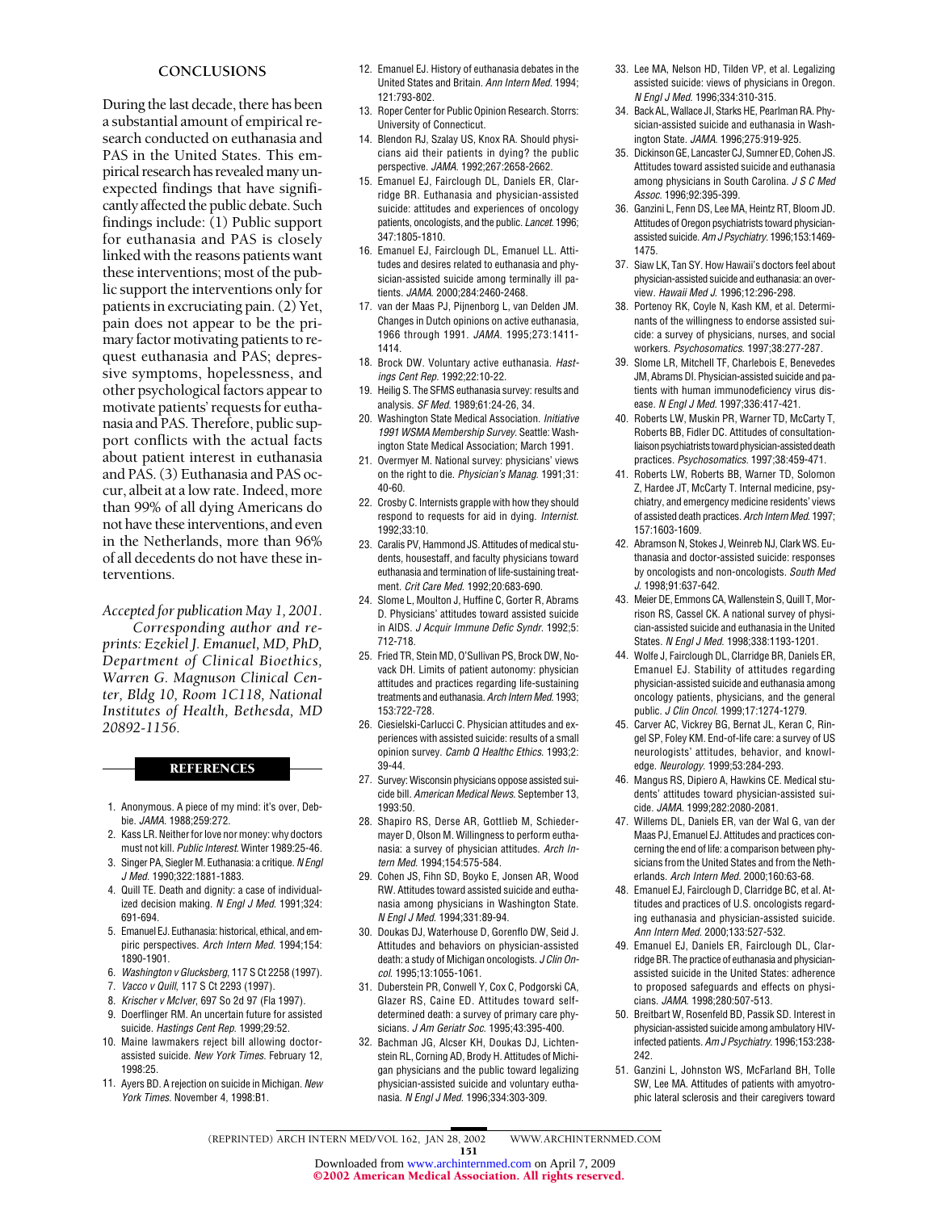## CONCLUSIONS

During the last decade, there has been a substantial amount of empirical research conducted on euthanasia and PAS in the United States. This empirical research has revealed many unexpected findings that have significantly affected the public debate. Such findings include: (1) Public support for euthanasia and PAS is closely linked with the reasons patients want these interventions; most of the public support the interventions only for patients in excruciating pain. (2) Yet, pain does not appear to be the primary factor motivating patients to request euthanasia and PAS; depressive symptoms, hopelessness, and other psychological factors appear to motivate patients' requests for euthanasia and PAS. Therefore, public support conflicts with the actual facts about patient interest in euthanasia and PAS. (3) Euthanasia and PAS occur, albeit at a low rate. Indeed, more than 99% of all dying Americans do not have these interventions, and even in the Netherlands, more than 96% of all decedents do not have these interventions.

*Accepted for publication May 1, 2001.*

*Corresponding author and reprints: Ezekiel J. Emanuel, MD, PhD, Department of Clinical Bioethics, Warren G. Magnuson Clinical Center, Bldg 10, Room 1C118, National Institutes of Health, Bethesda, MD 20892-1156.*

## REFERENCES

1. Anonymous. A piece of my mind: it's over, Debbie. *JAMA.* 1988;259:272.
2. Kass LR. Neither for love nor money: why doctors must not kill. *Public Interest.* Winter 1989:25-46.
3. Singer PA, Siegler M. Euthanasia: a critique. *N Engl J Med.* 1990;322:1881-1883.
4. Quill TE. Death and dignity: a case of individualized decision making. *N Engl J Med.* 1991;324:691-694.
5. Emanuel EJ. Euthanasia: historical, ethical, and empiric perspectives. *Arch Intern Med.* 1994;154:1890-1901.
6. *Washington v Glucksberg*, 117 S Ct 2258 (1997).
7. *Vacco v Quill*, 117 S Ct 2293 (1997).
8. *Krischer v McIver*, 697 So 2d 97 (Fla 1997).
9. Doerflinger RM. An uncertain future for assisted suicide. *Hastings Cent Rep.* 1999;29:52.
10. Maine lawmakers reject bill allowing doctor-assisted suicide. *New York Times.* February 12, 1998:25.
11. Ayers BD. A rejection on suicide in Michigan. *New York Times.* November 4, 1998:B1.
12. Emanuel EJ. History of euthanasia debates in the United States and Britain. *Ann Intern Med.* 1994;121:793-802.
13. Roper Center for Public Opinion Research. Storrs: University of Connecticut.
14. Blendon RJ, Szalay US, Knox RA. Should physicians aid their patients in dying? the public perspective. *JAMA.* 1992;267:2658-2662.
15. Emanuel EJ, Fairclough DL, Daniels ER, Clarridge BR. Euthanasia and physician-assisted suicide: attitudes and experiences of oncology patients, oncologists, and the public. *Lancet.* 1996;347:1805-1810.
16. Emanuel EJ, Fairclough DL, Emanuel LL. Attitudes and desires related to euthanasia and physician-assisted suicide among terminally ill patients. *JAMA.* 2000;284:2460-2468.
17. van der Maas PJ, Pijnenborg L, van Delden JM. Changes in Dutch opinions on active euthanasia, 1966 through 1991. *JAMA.* 1995;273:1411-1414.
18. Brock DW. Voluntary active euthanasia. *Hastings Cent Rep.* 1992;22:10-22.
19. Heilig S. The SFMS euthanasia survey: results and analysis. *SF Med.* 1989;61:24-26, 34.
20. Washington State Medical Association. *Initiative 1991 WSMA Membership Survey.* Seattle: Washington State Medical Association; March 1991.
21. Overmyer M. National survey: physicians' views on the right to die. *Physician's Manag.* 1991;31:40-60.
22. Crosby C. Internists grapple with how they should respond to requests for aid in dying. *Internist.* 1992;33:10.
23. Caralis PV, Hammond JS. Attitudes of medical students, housestaff, and faculty physicians toward euthanasia and termination of life-sustaining treatment. *Crit Care Med.* 1992;20:683-690.
24. Slome L, Moulton J, Huffine C, Gorter R, Abrams D. Physicians' attitudes toward assisted suicide in AIDS. *J Acquir Immune Defic Syndr.* 1992;5:712-718.
25. Fried TR, Stein MD, O'Sullivan PS, Brock DW, Novack DH. Limits of patient autonomy: physician attitudes and practices regarding life-sustaining treatments and euthanasia. *Arch Intern Med.* 1993;153:722-728.
26. Ciesielski-Carlucci C. Physician attitudes and experiences with assisted suicide: results of a small opinion survey. *Camb Q Healthc Ethics.* 1993;2:39-44.
27. Survey: Wisconsin physicians oppose assisted suicide bill. *American Medical News.* September 13, 1993:50.
28. Shapiro RS, Derse AR, Gottlieb M, Schiedermayer D, Olson M. Willingness to perform euthanasia: a survey of physician attitudes. *Arch Intern Med.* 1994;154:575-584.
29. Cohen JS, Fihn SD, Boyko E, Jonsen AR, Wood RW. Attitudes toward assisted suicide and euthanasia among physicians in Washington State. *N Engl J Med.* 1994;331:89-94.
30. Doukas DJ, Waterhouse D, Gorenflo DW, Seid J. Attitudes and behaviors on physician-assisted death: a study of Michigan oncologists. *J Clin Oncol.* 1995;13:1055-1061.
31. Duberstein PR, Conwell Y, Cox C, Podgorski CA, Glazer RS, Caine ED. Attitudes toward self-determined death: a survey of primary care physicians. *J Am Geriatr Soc.* 1995;43:395-400.
32. Bachman JG, Alcser KH, Doukas DJ, Lichtenstein RL, Corning AD, Brody H. Attitudes of Michigan physicians and the public toward legalizing physician-assisted suicide and voluntary euthanasia. *N Engl J Med.* 1996;334:303-309.
33. Lee MA, Nelson HD, Tilden VP, et al. Legalizing assisted suicide: views of physicians in Oregon. *N Engl J Med.* 1996;334:310-315.
34. Back AL, Wallace JI, Starks HE, Pearlman RA. Physician-assisted suicide and euthanasia in Washington State. *JAMA.* 1996;275:919-925.
35. Dickinson GE, Lancaster CJ, Sumner ED, Cohen JS. Attitudes toward assisted suicide and euthanasia among physicians in South Carolina. *J S C Med Assoc.* 1996;92:395-399.
36. Ganzini L, Fenn DS, Lee MA, Heintz RT, Bloom JD. Attitudes of Oregon psychiatrists toward physician-assisted suicide. *Am J Psychiatry.* 1996;153:1469-1475.
37. Siaw LK, Tan SY. How Hawaii's doctors feel about physician-assisted suicide and euthanasia: an overview. *Hawaii Med J.* 1996;12:296-298.
38. Portenoy RK, Coyle N, Kash KM, et al. Determinants of the willingness to endorse assisted suicide: a survey of physicians, nurses, and social workers. *Psychosomatics.* 1997;38:277-287.
39. Slome LR, Mitchell TF, Charlebois E, Benevedes JM, Abrams DI. Physician-assisted suicide and patients with human immunodeficiency virus disease. *N Engl J Med.* 1997;336:417-421.
40. Roberts LW, Muskin PR, Warner TD, McCarty T, Roberts BB, Fidler DC. Attitudes of consultation-liaison psychiatrists toward physician-assisted death practices. *Psychosomatics.* 1997;38:459-471.
41. Roberts LW, Roberts BB, Warner TD, Solomon Z, Hardee JT, McCarty T. Internal medicine, psychiatry, and emergency medicine residents' views of assisted death practices. *Arch Intern Med.* 1997;157:1603-1609.
42. Abramson N, Stokes J, Weinreb NJ, Clark WS. Euthanasia and doctor-assisted suicide: responses by oncologists and non-oncologists. *South Med J.* 1998;91:637-642.
43. Meier DE, Emmons CA, Wallenstein S, Quill T, Morrison RS, Cassel CK. A national survey of physician-assisted suicide and euthanasia in the United States. *N Engl J Med.* 1998;338:1193-1201.
44. Wolfe J, Fairclough DL, Clarridge BR, Daniels ER, Emanuel EJ. Stability of attitudes regarding physician-assisted suicide and euthanasia among oncology patients, physicians, and the general public. *J Clin Oncol.* 1999;17:1274-1279.
45. Carver AC, Vickrey BG, Bernat JL, Keran C, Ringel SP, Foley KM. End-of-life care: a survey of US neurologists' attitudes, behavior, and knowledge. *Neurology.* 1999;53:284-293.
46. Mangus RS, Dipiero A, Hawkins CE. Medical students' attitudes toward physician-assisted suicide. *JAMA.* 1999;282:2080-2081.
47. Willems DL, Daniels ER, van der Wal G, van der Maas PJ, Emanuel EJ. Attitudes and practices concerning the end of life: a comparison between physicians from the United States and from the Netherlands. *Arch Intern Med.* 2000;160:63-68.
48. Emanuel EJ, Fairclough D, Clarridge BC, et al. Attitudes and practices of U.S. oncologists regarding euthanasia and physician-assisted suicide. *Ann Intern Med.* 2000;133:527-532.
49. Emanuel EJ, Daniels ER, Fairclough DL, Clarridge BR. The practice of euthanasia and physician-assisted suicide in the United States: adherence to proposed safeguards and effects on physicians. *JAMA.* 1998;280:507-513.
50. Breitbart W, Rosenfeld BD, Passik SD. Interest in physician-assisted suicide among ambulatory HIV-infected patients. *Am J Psychiatry.* 1996;153:238-242.
51. Ganzini L, Johnston WS, McFarland BH, Tolle SW, Lee MA. Attitudes of patients with amyotrophic lateral sclerosis and their caregivers toward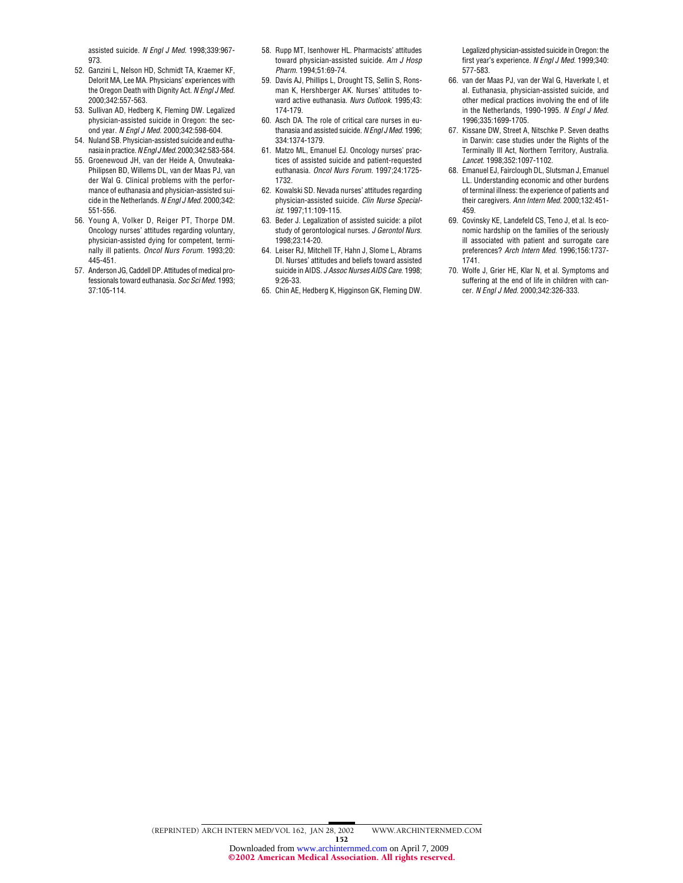assisted suicide. *N Engl J Med.* 1998;339:967-973.

52. Ganzini L, Nelson HD, Schmidt TA, Kraemer KF, Delorit MA, Lee MA. Physicians' experiences with the Oregon Death with Dignity Act. *N Engl J Med.* 2000;342:557-563.
53. Sullivan AD, Hedberg K, Fleming DW. Legalized physician-assisted suicide in Oregon: the second year. *N Engl J Med.* 2000;342:598-604.
54. Nuland SB. Physician-assisted suicide and euthanasia in practice. *N Engl J Med.* 2000;342:583-584.
55. Groenewoud JH, van der Heide A, Onwuteaka-Philipsen BD, Willems DL, van der Maas PJ, van der Wal G. Clinical problems with the performance of euthanasia and physician-assisted suicide in the Netherlands. *N Engl J Med.* 2000;342:551-556.
56. Young A, Volker D, Reiger PT, Thorpe DM. Oncology nurses' attitudes regarding voluntary, physician-assisted dying for competent, terminally ill patients. *Oncol Nurs Forum.* 1993;20:445-451.
57. Anderson JG, Caddell DP. Attitudes of medical professionals toward euthanasia. *Soc Sci Med.* 1993;37:105-114.
58. Rupp MT, Isenhower HL. Pharmacists' attitudes toward physician-assisted suicide. *Am J Hosp Pharm.* 1994;51:69-74.
59. Davis AJ, Phillips L, Drought TS, Sellin S, Ronsman K, Hershberger AK. Nurses' attitudes toward active euthanasia. *Nurs Outlook.* 1995;43:174-179.
60. Asch DA. The role of critical care nurses in euthanasia and assisted suicide. *N Engl J Med.* 1996;334:1374-1379.
61. Matzo ML, Emanuel EJ. Oncology nurses' practices of assisted suicide and patient-requested euthanasia. *Oncol Nurs Forum.* 1997;24:1725-1732.
62. Kowalski SD. Nevada nurses' attitudes regarding physician-assisted suicide. *Clin Nurse Specialist.* 1997;11:109-115.
63. Beder J. Legalization of assisted suicide: a pilot study of gerontological nurses. *J Gerontol Nurs.* 1998;23:14-20.
64. Leiser RJ, Mitchell TF, Hahn J, Slome L, Abrams DI. Nurses' attitudes and beliefs toward assisted suicide in AIDS. *J Assoc Nurses AIDS Care.* 1998;9:26-33.
65. Chin AE, Hedberg K, Higginson GK, Fleming DW. Legalized physician-assisted suicide in Oregon: the first year's experience. *N Engl J Med.* 1999;340:577-583.
66. van der Maas PJ, van der Wal G, Haverkate I, et al. Euthanasia, physician-assisted suicide, and other medical practices involving the end of life in the Netherlands, 1990-1995. *N Engl J Med.* 1996;335:1699-1705.
67. Kissane DW, Street A, Nitschke P. Seven deaths in Darwin: case studies under the Rights of the Terminally Ill Act, Northern Territory, Australia. *Lancet.* 1998;352:1097-1102.
68. Emanuel EJ, Fairclough DL, Slutsman J, Emanuel LL. Understanding economic and other burdens of terminal illness: the experience of patients and their caregivers. *Ann Intern Med.* 2000;132:451-459.
69. Covinsky KE, Landefeld CS, Teno J, et al. Is economic hardship on the families of the seriously ill associated with patient and surrogate care preferences? *Arch Intern Med.* 1996;156:1737-1741.
70. Wolfe J, Grier HE, Klar N, et al. Symptoms and suffering at the end of life in children with cancer. *N Engl J Med.* 2000;342:326-333.